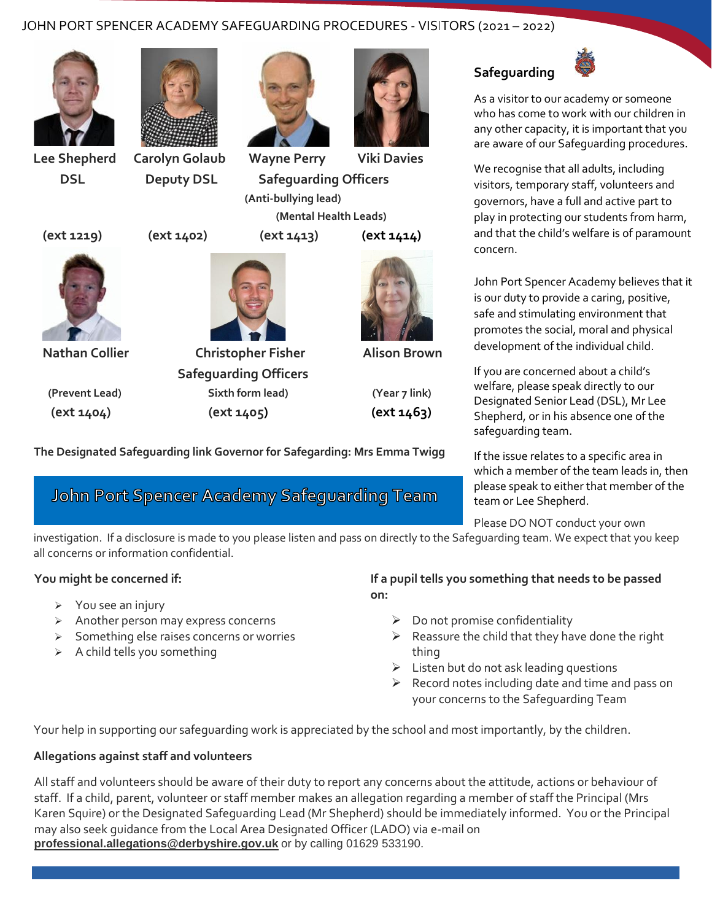# JOHN PORT SPENCER ACADEMY SAFEGUARDING PROCEDURES - VISITORS (2021 – 2022)

| Name | Role | Extension |
|---|---|---|
| Lee Shepherd | DSL | (ext 1219) |
| Carolyn Golaub | Deputy DSL | (ext 1402) |
| Wayne Perry | Safeguarding Officers (Anti-bullying lead) (Mental Health Leads) | (ext 1413) |
| Viki Davies | Safeguarding Officers (Mental Health Leads) | (ext 1414) |
| Nathan Collier | (Prevent Lead) | (ext 1404) |
| Christopher Fisher | Safeguarding Officers Sixth form lead) | (ext 1405) |
| Alison Brown | (Year 7 link) | (ext 1463) |

**The Designated Safeguarding link Governor for Safegarding: Mrs Emma Twigg**

## John Port Spencer Academy Safeguarding Team

## Safeguarding

As a visitor to our academy or someone who has come to work with our children in any other capacity, it is important that you are aware of our Safeguarding procedures.

We recognise that all adults, including visitors, temporary staff, volunteers and governors, have a full and active part to play in protecting our students from harm, and that the child's welfare is of paramount concern.

John Port Spencer Academy believes that it is our duty to provide a caring, positive, safe and stimulating environment that promotes the social, moral and physical development of the individual child.

If you are concerned about a child's welfare, please speak directly to our Designated Senior Lead (DSL), Mr Lee Shepherd, or in his absence one of the safeguarding team.

If the issue relates to a specific area in which a member of the team leads in, then please speak to either that member of the team or Lee Shepherd.

Please DO NOT conduct your own investigation. If a disclosure is made to you please listen and pass on directly to the Safeguarding team. We expect that you keep all concerns or information confidential.

**You might be concerned if:**

- You see an injury
- Another person may express concerns
- Something else raises concerns or worries
- A child tells you something

**If a pupil tells you something that needs to be passed on:**

- Do not promise confidentiality
- Reassure the child that they have done the right thing
- Listen but do not ask leading questions
- Record notes including date and time and pass on your concerns to the Safeguarding Team

Your help in supporting our safeguarding work is appreciated by the school and most importantly, by the children.

**Allegations against staff and volunteers**

All staff and volunteers should be aware of their duty to report any concerns about the attitude, actions or behaviour of staff. If a child, parent, volunteer or staff member makes an allegation regarding a member of staff the Principal (Mrs Karen Squire) or the Designated Safeguarding Lead (Mr Shepherd) should be immediately informed. You or the Principal may also seek guidance from the Local Area Designated Officer (LADO) via e-mail on **professional.allegations@derbyshire.gov.uk** or by calling 01629 533190.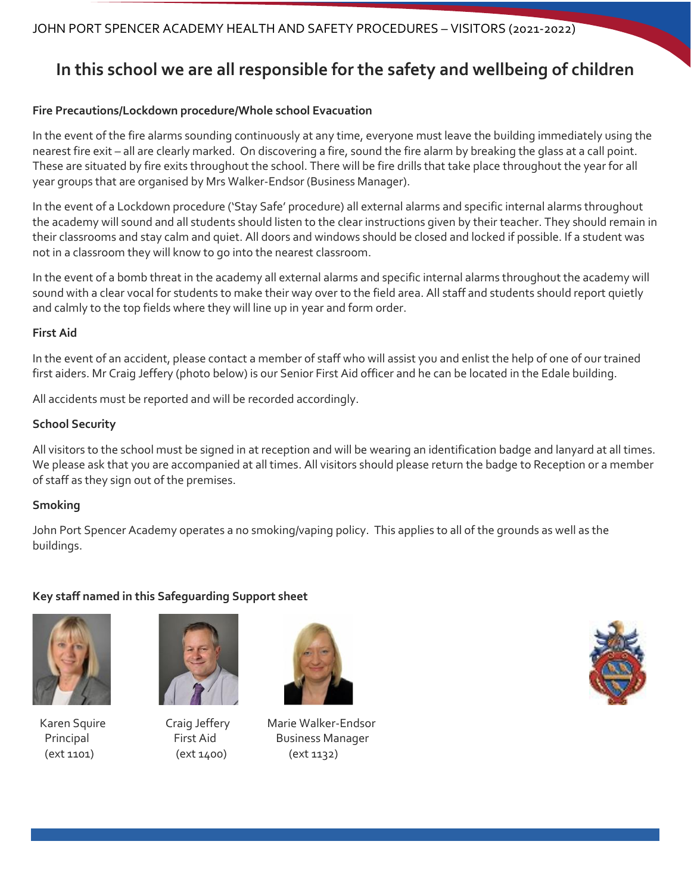JOHN PORT SPENCER ACADEMY HEALTH AND SAFETY PROCEDURES – VISITORS (2021-2022)

# In this school we are all responsible for the safety and wellbeing of children

**Fire Precautions/Lockdown procedure/Whole school Evacuation**

In the event of the fire alarms sounding continuously at any time, everyone must leave the building immediately using the nearest fire exit – all are clearly marked. On discovering a fire, sound the fire alarm by breaking the glass at a call point. These are situated by fire exits throughout the school. There will be fire drills that take place throughout the year for all year groups that are organised by Mrs Walker-Endsor (Business Manager).

In the event of a Lockdown procedure ('Stay Safe' procedure) all external alarms and specific internal alarms throughout the academy will sound and all students should listen to the clear instructions given by their teacher. They should remain in their classrooms and stay calm and quiet. All doors and windows should be closed and locked if possible. If a student was not in a classroom they will know to go into the nearest classroom.

In the event of a bomb threat in the academy all external alarms and specific internal alarms throughout the academy will sound with a clear vocal for students to make their way over to the field area. All staff and students should report quietly and calmly to the top fields where they will line up in year and form order.

**First Aid**

In the event of an accident, please contact a member of staff who will assist you and enlist the help of one of our trained first aiders. Mr Craig Jeffery (photo below) is our Senior First Aid officer and he can be located in the Edale building.

All accidents must be reported and will be recorded accordingly.

**School Security**

All visitors to the school must be signed in at reception and will be wearing an identification badge and lanyard at all times. We please ask that you are accompanied at all times. All visitors should please return the badge to Reception or a member of staff as they sign out of the premises.

**Smoking**

John Port Spencer Academy operates a no smoking/vaping policy. This applies to all of the grounds as well as the buildings.

**Key staff named in this Safeguarding Support sheet**

Karen Squire
Principal
(ext 1101)

Craig Jeffery
First Aid
(ext 1400)

Marie Walker-Endsor
Business Manager
(ext 1132)